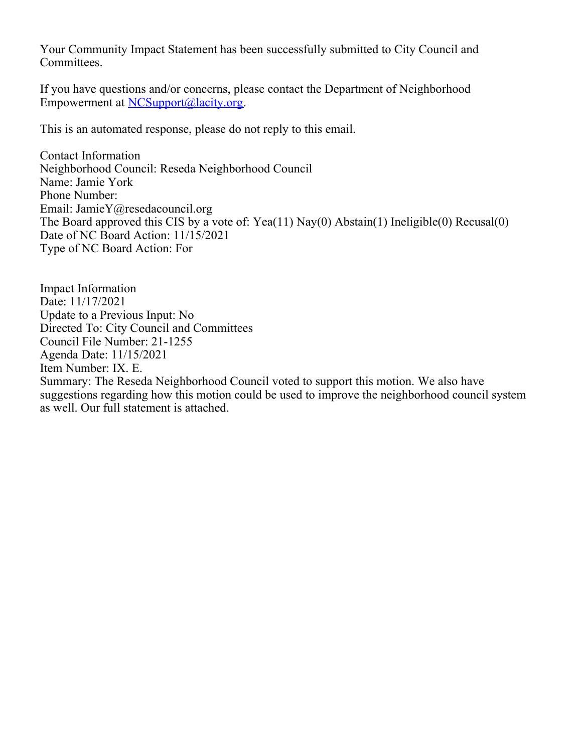Your Community Impact Statement has been successfully submitted to City Council and Committees.

If you have questions and/or concerns, please contact the Department of Neighborhood Empowerment at [NCSupport@lacity.org](mailto:NCSupport@lacity.org).

This is an automated response, please do not reply to this email.

Contact Information
Neighborhood Council: Reseda Neighborhood Council
Name: Jamie York
Phone Number:
Email: JamieY@resedacouncil.org
The Board approved this CIS by a vote of: Yea(11) Nay(0) Abstain(1) Ineligible(0) Recusal(0)
Date of NC Board Action: 11/15/2021
Type of NC Board Action: For

Impact Information
Date: 11/17/2021
Update to a Previous Input: No
Directed To: City Council and Committees
Council File Number: 21-1255
Agenda Date: 11/15/2021
Item Number: IX. E.
Summary: The Reseda Neighborhood Council voted to support this motion. We also have suggestions regarding how this motion could be used to improve the neighborhood council system as well. Our full statement is attached.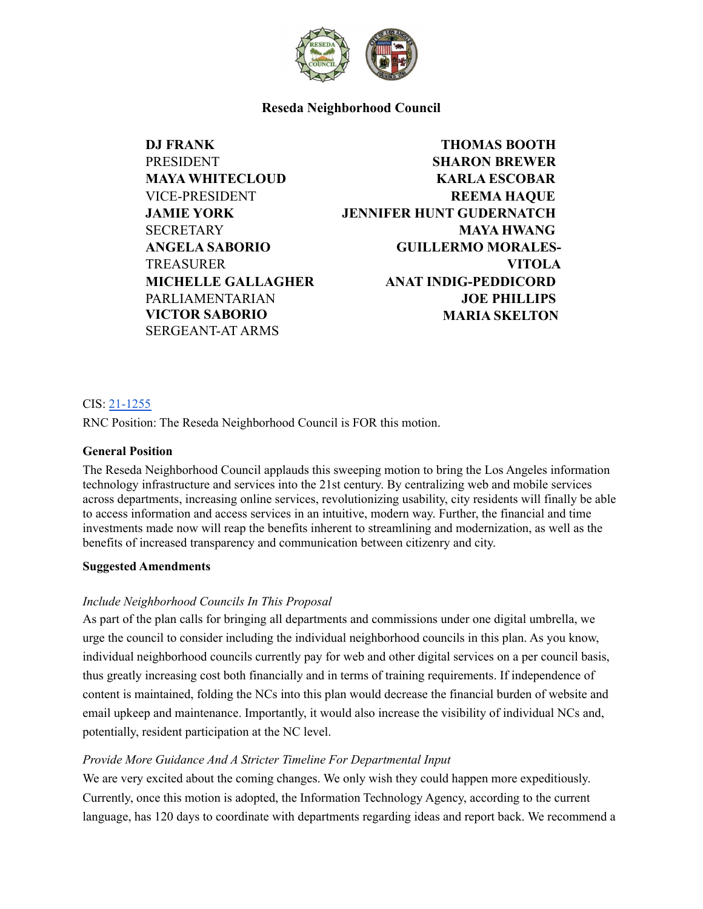# Reseda Neighborhood Council

**DJ FRANK**
PRESIDENT
**MAYA WHITECLOUD**
VICE-PRESIDENT
**JAMIE YORK**
SECRETARY
**ANGELA SABORIO**
TREASURER
**MICHELLE GALLAGHER**
PARLIAMENTARIAN
**VICTOR SABORIO**
SERGEANT-AT ARMS

**THOMAS BOOTH**
**SHARON BREWER**
**KARLA ESCOBAR**
**REEMA HAQUE**
**JENNIFER HUNT GUDERNATCH**
**MAYA HWANG**
**GUILLERMO MORALES-VITOLA**
**ANAT INDIG-PEDDICORD**
**JOE PHILLIPS**
**MARIA SKELTON**

CIS: [21-1255]

RNC Position: The Reseda Neighborhood Council is FOR this motion.

**General Position**

The Reseda Neighborhood Council applauds this sweeping motion to bring the Los Angeles information technology infrastructure and services into the 21st century. By centralizing web and mobile services across departments, increasing online services, revolutionizing usability, city residents will finally be able to access information and access services in an intuitive, modern way. Further, the financial and time investments made now will reap the benefits inherent to streamlining and modernization, as well as the benefits of increased transparency and communication between citizenry and city.

**Suggested Amendments**

*Include Neighborhood Councils In This Proposal*

As part of the plan calls for bringing all departments and commissions under one digital umbrella, we urge the council to consider including the individual neighborhood councils in this plan. As you know, individual neighborhood councils currently pay for web and other digital services on a per council basis, thus greatly increasing cost both financially and in terms of training requirements. If independence of content is maintained, folding the NCs into this plan would decrease the financial burden of website and email upkeep and maintenance. Importantly, it would also increase the visibility of individual NCs and, potentially, resident participation at the NC level.

*Provide More Guidance And A Stricter Timeline For Departmental Input*

We are very excited about the coming changes. We only wish they could happen more expeditiously. Currently, once this motion is adopted, the Information Technology Agency, according to the current language, has 120 days to coordinate with departments regarding ideas and report back. We recommend a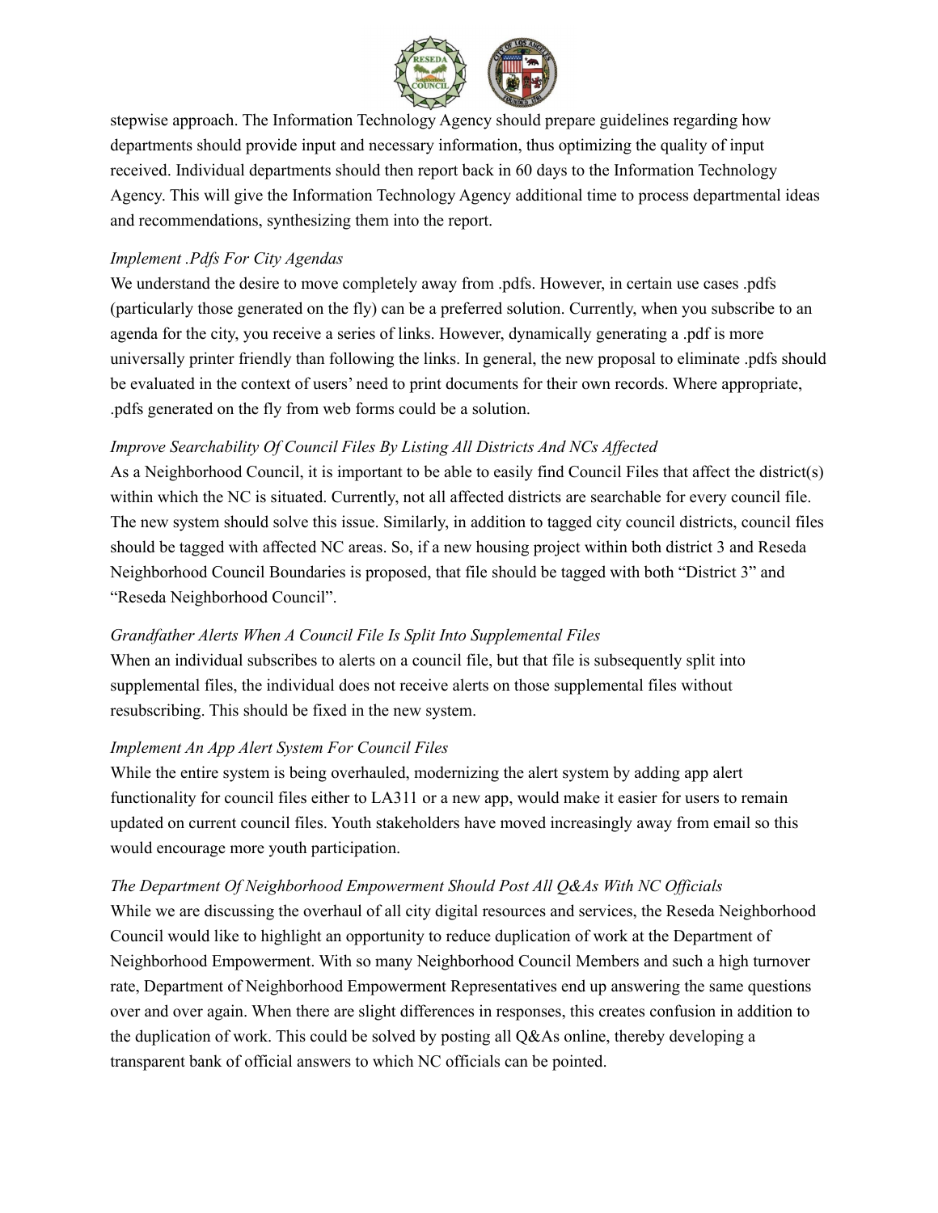stepwise approach. The Information Technology Agency should prepare guidelines regarding how departments should provide input and necessary information, thus optimizing the quality of input received. Individual departments should then report back in 60 days to the Information Technology Agency. This will give the Information Technology Agency additional time to process departmental ideas and recommendations, synthesizing them into the report.

*Implement .Pdfs For City Agendas*

We understand the desire to move completely away from .pdfs. However, in certain use cases .pdfs (particularly those generated on the fly) can be a preferred solution. Currently, when you subscribe to an agenda for the city, you receive a series of links. However, dynamically generating a .pdf is more universally printer friendly than following the links. In general, the new proposal to eliminate .pdfs should be evaluated in the context of users' need to print documents for their own records. Where appropriate, .pdfs generated on the fly from web forms could be a solution.

*Improve Searchability Of Council Files By Listing All Districts And NCs Affected*

As a Neighborhood Council, it is important to be able to easily find Council Files that affect the district(s) within which the NC is situated. Currently, not all affected districts are searchable for every council file. The new system should solve this issue. Similarly, in addition to tagged city council districts, council files should be tagged with affected NC areas. So, if a new housing project within both district 3 and Reseda Neighborhood Council Boundaries is proposed, that file should be tagged with both "District 3" and "Reseda Neighborhood Council".

*Grandfather Alerts When A Council File Is Split Into Supplemental Files*

When an individual subscribes to alerts on a council file, but that file is subsequently split into supplemental files, the individual does not receive alerts on those supplemental files without resubscribing. This should be fixed in the new system.

*Implement An App Alert System For Council Files*

While the entire system is being overhauled, modernizing the alert system by adding app alert functionality for council files either to LA311 or a new app, would make it easier for users to remain updated on current council files. Youth stakeholders have moved increasingly away from email so this would encourage more youth participation.

*The Department Of Neighborhood Empowerment Should Post All Q&As With NC Officials*

While we are discussing the overhaul of all city digital resources and services, the Reseda Neighborhood Council would like to highlight an opportunity to reduce duplication of work at the Department of Neighborhood Empowerment. With so many Neighborhood Council Members and such a high turnover rate, Department of Neighborhood Empowerment Representatives end up answering the same questions over and over again. When there are slight differences in responses, this creates confusion in addition to the duplication of work. This could be solved by posting all Q&As online, thereby developing a transparent bank of official answers to which NC officials can be pointed.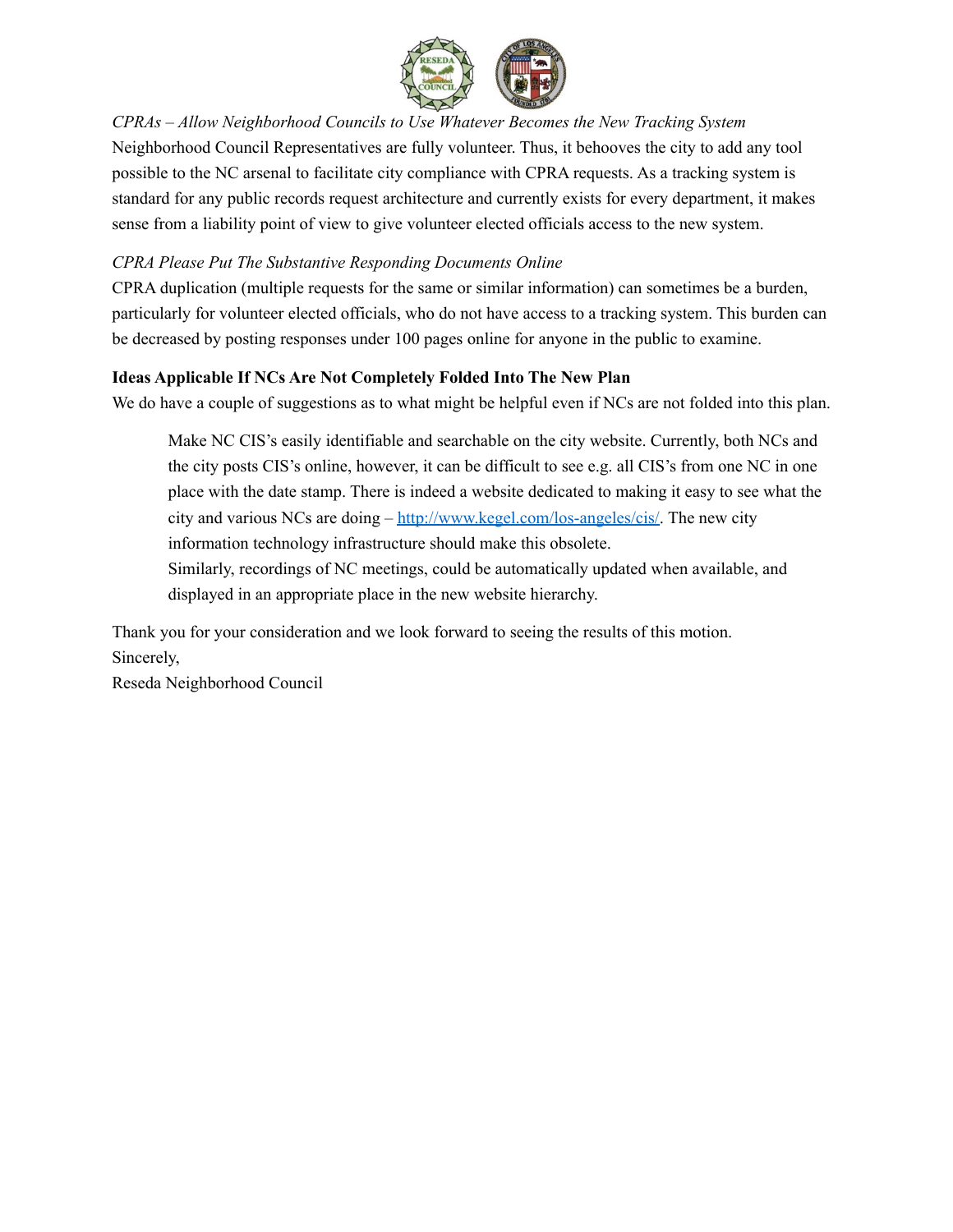*CPRAs – Allow Neighborhood Councils to Use Whatever Becomes the New Tracking System*
Neighborhood Council Representatives are fully volunteer. Thus, it behooves the city to add any tool possible to the NC arsenal to facilitate city compliance with CPRA requests. As a tracking system is standard for any public records request architecture and currently exists for every department, it makes sense from a liability point of view to give volunteer elected officials access to the new system.

*CPRA Please Put The Substantive Responding Documents Online*
CPRA duplication (multiple requests for the same or similar information) can sometimes be a burden, particularly for volunteer elected officials, who do not have access to a tracking system. This burden can be decreased by posting responses under 100 pages online for anyone in the public to examine.

**Ideas Applicable If NCs Are Not Completely Folded Into The New Plan**
We do have a couple of suggestions as to what might be helpful even if NCs are not folded into this plan.

> Make NC CIS's easily identifiable and searchable on the city website. Currently, both NCs and the city posts CIS's online, however, it can be difficult to see e.g. all CIS's from one NC in one place with the date stamp. There is indeed a website dedicated to making it easy to see what the city and various NCs are doing – [http://www.kegel.com/los-angeles/cis/](http://www.kegel.com/los-angeles/cis/). The new city information technology infrastructure should make this obsolete.
> Similarly, recordings of NC meetings, could be automatically updated when available, and displayed in an appropriate place in the new website hierarchy.

Thank you for your consideration and we look forward to seeing the results of this motion.
Sincerely,
Reseda Neighborhood Council